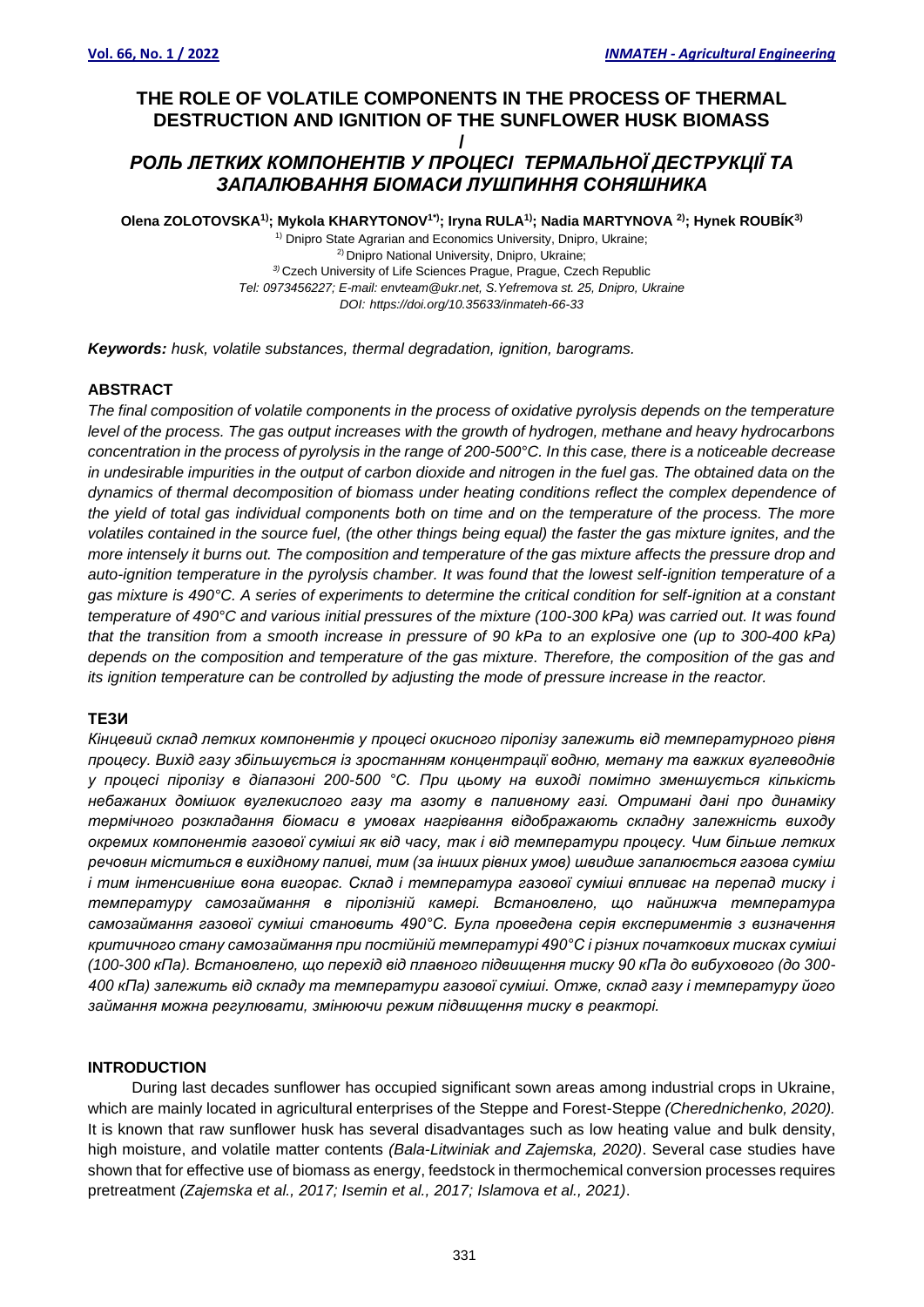# THE ROLE OF VOLATILE COMPONENTS IN THE PROCESS OF THERMAL DESTRUCTION AND IGNITION OF THE SUNFLOWER HUSK BIOMASS

/

# *РОЛЬ ЛЕТКИХ КОМПОНЕНТІВ У ПРОЦЕСІ ТЕРМАЛЬНОЇ ДЕСТРУКЦІЇ ТА ЗАПАЛЮВАННЯ БІОМАСИ ЛУШПИННЯ СОНЯШНИКА*

**Olena ZOLOTOVSKA[1]; Mykola KHARYTONOV[1*]; Iryna RULA[1]; Nadia MARTYNOVA [2]; Hynek ROUBÍK[3]**

[1] Dnipro State Agrarian and Economics University, Dnipro, Ukraine;
[2] Dnipro National University, Dnipro, Ukraine;
[3] Czech University of Life Sciences Prague, Prague, Czech Republic
*Tel: 0973456227; E-mail: envteam@ukr.net, S.Yefremova st. 25, Dnipro, Ukraine*
*DOI: https://doi.org/10.35633/inmateh-66-33*

***Keywords:*** *husk, volatile substances, thermal degradation, ignition, barograms.*

## ABSTRACT

*The final composition of volatile components in the process of oxidative pyrolysis depends on the temperature level of the process. The gas output increases with the growth of hydrogen, methane and heavy hydrocarbons concentration in the process of pyrolysis in the range of 200-500°C. In this case, there is a noticeable decrease in undesirable impurities in the output of carbon dioxide and nitrogen in the fuel gas. The obtained data on the dynamics of thermal decomposition of biomass under heating conditions reflect the complex dependence of the yield of total gas individual components both on time and on the temperature of the process. The more volatiles contained in the source fuel, (the other things being equal) the faster the gas mixture ignites, and the more intensely it burns out. The composition and temperature of the gas mixture affects the pressure drop and auto-ignition temperature in the pyrolysis chamber. It was found that the lowest self-ignition temperature of a gas mixture is 490°C. A series of experiments to determine the critical condition for self-ignition at a constant temperature of 490°C and various initial pressures of the mixture (100-300 kPa) was carried out. It was found that the transition from a smooth increase in pressure of 90 kPa to an explosive one (up to 300-400 kPa) depends on the composition and temperature of the gas mixture. Therefore, the composition of the gas and its ignition temperature can be controlled by adjusting the mode of pressure increase in the reactor.*

## ТЕЗИ

*Кінцевий склад летких компонентів у процесі окисного піролізу залежить від температурного рівня процесу. Вихід газу збільшується із зростанням концентрації водню, метану та важких вуглеводнів у процесі піролізу в діапазоні 200-500 °С. При цьому на виході помітно зменшується кількість небажаних домішок вуглекислого газу та азоту в паливному газі. Отримані дані про динаміку термічного розкладання біомаси в умовах нагрівання відображають складну залежність виходу окремих компонентів газової суміші як від часу, так і від температури процесу. Чим більше летких речовин міститься в вихідному паливі, тим (за інших рівних умов) швидше запалюється газова суміш і тим інтенсивніше вона вигорає. Склад і температура газової суміші впливає на перепад тиску і температуру самозаймання в піролізній камері. Встановлено, що найнижча температура самозаймання газової суміші становить 490°С. Була проведена серія експериментів з визначення критичного стану самозаймання при постійній температурі 490°С і різних початкових тисках суміші (100-300 кПа). Встановлено, що перехід від плавного підвищення тиску 90 кПа до вибухового (до 300-400 кПа) залежить від складу та температури газової суміші. Отже, склад газу і температуру його займання можна регулювати, змінюючи режим підвищення тиску в реакторі.*

## INTRODUCTION

During last decades sunflower has occupied significant sown areas among industrial crops in Ukraine, which are mainly located in agricultural enterprises of the Steppe and Forest-Steppe *(Cherednichenko, 2020).* It is known that raw sunflower husk has several disadvantages such as low heating value and bulk density, high moisture, and volatile matter contents *(Bala-Litwiniak and Zajemska, 2020)*. Several case studies have shown that for effective use of biomass as energy, feedstock in thermochemical conversion processes requires pretreatment *(Zajemska et al., 2017; Isemin et al., 2017; Islamova et al., 2021)*.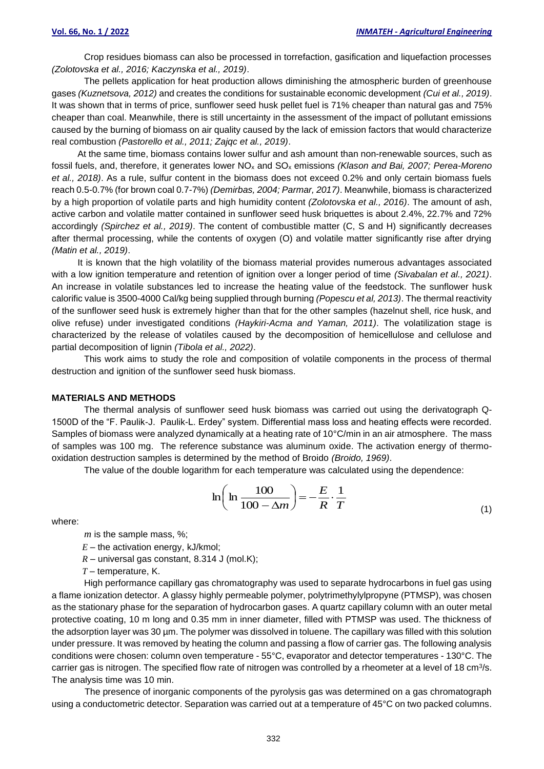Crop residues biomass can also be processed in torrefaction, gasification and liquefaction processes *(Zolotovska et al., 2016; Kaczynska et al., 2019)*.

The pellets application for heat production allows diminishing the atmospheric burden of greenhouse gases *(Kuznetsova, 2012)* and creates the conditions for sustainable economic development *(Cui et al., 2019)*. It was shown that in terms of price, sunflower seed husk pellet fuel is 71% cheaper than natural gas and 75% cheaper than coal. Meanwhile, there is still uncertainty in the assessment of the impact of pollutant emissions caused by the burning of biomass on air quality caused by the lack of emission factors that would characterize real combustion *(Pastorello et al., 2011; Zajqc et al., 2019)*.

At the same time, biomass contains lower sulfur and ash amount than non-renewable sources, such as fossil fuels, and, therefore, it generates lower $NO_x$ and $SO_x$ emissions *(Klason and Bai, 2007; Perea-Moreno et al., 2018)*. As a rule, sulfur content in the biomass does not exceed 0.2% and only certain biomass fuels reach 0.5-0.7% (for brown coal 0.7-7%) *(Demirbas, 2004; Parmar, 2017)*. Meanwhile, biomass is characterized by a high proportion of volatile parts and high humidity content *(Zolotovska et al., 2016)*. The amount of ash, active carbon and volatile matter contained in sunflower seed husk briquettes is about 2.4%, 22.7% and 72% accordingly *(Spirchez et al., 2019)*. The content of combustible matter (C, S and H) significantly decreases after thermal processing, while the contents of oxygen (O) and volatile matter significantly rise after drying *(Matin et al., 2019)*.

It is known that the high volatility of the biomass material provides numerous advantages associated with a low ignition temperature and retention of ignition over a longer period of time *(Sivabalan et al., 2021)*. An increase in volatile substances led to increase the heating value of the feedstock. The sunflower husk calorific value is 3500-4000 Cal/kg being supplied through burning *(Popescu et al, 2013)*. The thermal reactivity of the sunflower seed husk is extremely higher than that for the other samples (hazelnut shell, rice husk, and olive refuse) under investigated conditions *(Haykiri-Acma and Yaman, 2011)*. The volatilization stage is characterized by the release of volatiles caused by the decomposition of hemicellulose and cellulose and partial decomposition of lignin *(Tibola et al., 2022)*.

This work aims to study the role and composition of volatile components in the process of thermal destruction and ignition of the sunflower seed husk biomass.

## MATERIALS AND METHODS

The thermal analysis of sunflower seed husk biomass was carried out using the derivatograph Q-1500D of the "F. Paulik-J. Paulik-L. Erdey" system. Differential mass loss and heating effects were recorded. Samples of biomass were analyzed dynamically at a heating rate of 10°C/min in an air atmosphere. The mass of samples was 100 mg. The reference substance was aluminum oxide. The activation energy of thermo-oxidation destruction samples is determined by the method of Broido *(Broido, 1969)*.

The value of the double logarithm for each temperature was calculated using the dependence:

$$\ln\left(\ln\frac{100}{100-\Delta m}\right) = -\frac{E}{R}\cdot\frac{1}{T} \tag{1}$$

where:

$m$ is the sample mass, %;

$E$ – the activation energy, kJ/kmol;

$R$ – universal gas constant, 8.314 J (mol.K);

$T$ – temperature, K.

High performance capillary gas chromatography was used to separate hydrocarbons in fuel gas using a flame ionization detector. A glassy highly permeable polymer, polytrimethylylpropyne (PTMSP), was chosen as the stationary phase for the separation of hydrocarbon gases. A quartz capillary column with an outer metal protective coating, 10 m long and 0.35 mm in inner diameter, filled with PTMSP was used. The thickness of the adsorption layer was 30 µm. The polymer was dissolved in toluene. The capillary was filled with this solution under pressure. It was removed by heating the column and passing a flow of carrier gas. The following analysis conditions were chosen: column oven temperature - 55°C, evaporator and detector temperatures - 130°C. The carrier gas is nitrogen. The specified flow rate of nitrogen was controlled by a rheometer at a level of 18 $cm^3/s$. The analysis time was 10 min.

The presence of inorganic components of the pyrolysis gas was determined on a gas chromatograph using a conductometric detector. Separation was carried out at a temperature of 45°C on two packed columns.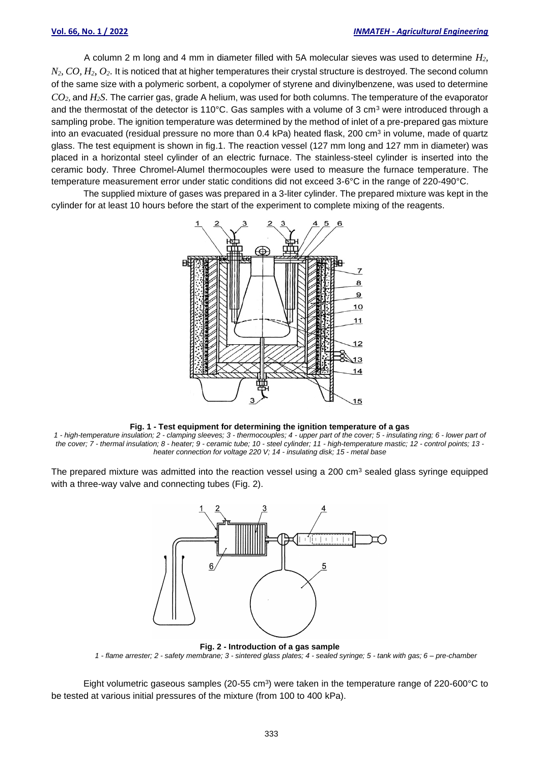A column 2 m long and 4 mm in diameter filled with 5A molecular sieves was used to determine $H_2$, $N_2$, $CO$, $H_2$, $O_2$. It is noticed that at higher temperatures their crystal structure is destroyed. The second column of the same size with a polymeric sorbent, a copolymer of styrene and divinylbenzene, was used to determine $CO_2$, and $H_2S$. The carrier gas, grade A helium, was used for both columns. The temperature of the evaporator and the thermostat of the detector is 110°C. Gas samples with a volume of 3 cm$^3$ were introduced through a sampling probe. The ignition temperature was determined by the method of inlet of a pre-prepared gas mixture into an evacuated (residual pressure no more than 0.4 kPa) heated flask, 200 cm$^3$ in volume, made of quartz glass. The test equipment is shown in fig.1. The reaction vessel (127 mm long and 127 mm in diameter) was placed in a horizontal steel cylinder of an electric furnace. The stainless-steel cylinder is inserted into the ceramic body. Three Chromel-Alumel thermocouples were used to measure the furnace temperature. The temperature measurement error under static conditions did not exceed 3-6°C in the range of 220-490°C.

The supplied mixture of gases was prepared in a 3-liter cylinder. The prepared mixture was kept in the cylinder for at least 10 hours before the start of the experiment to complete mixing of the reagents.

**Fig. 1 - Test equipment for determining the ignition temperature of a gas**

*1 - high-temperature insulation; 2 - clamping sleeves; 3 - thermocouples; 4 - upper part of the cover; 5 - insulating ring; 6 - lower part of the cover; 7 - thermal insulation; 8 - heater; 9 - ceramic tube; 10 - steel cylinder; 11 - high-temperature mastic; 12 - control points; 13 - heater connection for voltage 220 V; 14 - insulating disk; 15 - metal base*

The prepared mixture was admitted into the reaction vessel using a 200 cm$^3$ sealed glass syringe equipped with a three-way valve and connecting tubes (Fig. 2).

**Fig. 2 - Introduction of a gas sample**

*1 - flame arrester; 2 - safety membrane; 3 - sintered glass plates; 4 - sealed syringe; 5 - tank with gas; 6 – pre-chamber*

Eight volumetric gaseous samples (20-55 cm$^3$) were taken in the temperature range of 220-600°C to be tested at various initial pressures of the mixture (from 100 to 400 kPa).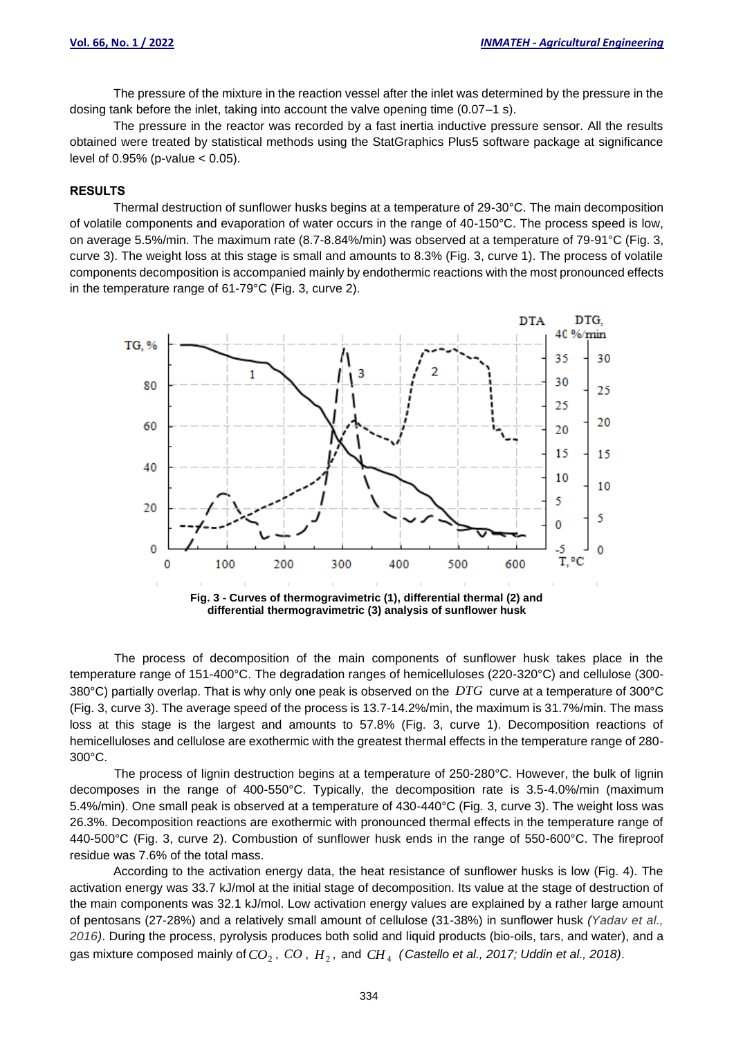The pressure of the mixture in the reaction vessel after the inlet was determined by the pressure in the dosing tank before the inlet, taking into account the valve opening time (0.07–1 s).

The pressure in the reactor was recorded by a fast inertia inductive pressure sensor. All the results obtained were treated by statistical methods using the StatGraphics Plus5 software package at significance level of 0.95% (p-value < 0.05).

## RESULTS

Thermal destruction of sunflower husks begins at a temperature of 29-30°C. The main decomposition of volatile components and evaporation of water occurs in the range of 40-150°C. The process speed is low, on average 5.5%/min. The maximum rate (8.7-8.84%/min) was observed at a temperature of 79-91°C (Fig. 3, curve 3). The weight loss at this stage is small and amounts to 8.3% (Fig. 3, curve 1). The process of volatile components decomposition is accompanied mainly by endothermic reactions with the most pronounced effects in the temperature range of 61-79°C (Fig. 3, curve 2).

**Fig. 3 - Curves of thermogravimetric (1), differential thermal (2) and differential thermogravimetric (3) analysis of sunflower husk**

The process of decomposition of the main components of sunflower husk takes place in the temperature range of 151-400°C. The degradation ranges of hemicelluloses (220-320°C) and cellulose (300-380°C) partially overlap. That is why only one peak is observed on the $DTG$ curve at a temperature of 300°C (Fig. 3, curve 3). The average speed of the process is 13.7-14.2%/min, the maximum is 31.7%/min. The mass loss at this stage is the largest and amounts to 57.8% (Fig. 3, curve 1). Decomposition reactions of hemicelluloses and cellulose are exothermic with the greatest thermal effects in the temperature range of 280-300°C.

The process of lignin destruction begins at a temperature of 250-280°C. However, the bulk of lignin decomposes in the range of 400-550°C. Typically, the decomposition rate is 3.5-4.0%/min (maximum 5.4%/min). One small peak is observed at a temperature of 430-440°C (Fig. 3, curve 3). The weight loss was 26.3%. Decomposition reactions are exothermic with pronounced thermal effects in the temperature range of 440-500°C (Fig. 3, curve 2). Combustion of sunflower husk ends in the range of 550-600°C. The fireproof residue was 7.6% of the total mass.

According to the activation energy data, the heat resistance of sunflower husks is low (Fig. 4). The activation energy was 33.7 kJ/mol at the initial stage of decomposition. Its value at the stage of destruction of the main components was 32.1 kJ/mol. Low activation energy values are explained by a rather large amount of pentosans (27-28%) and a relatively small amount of cellulose (31-38%) in sunflower husk *(Yadav et al., 2016)*. During the process, pyrolysis produces both solid and liquid products (bio-oils, tars, and water), and a gas mixture composed mainly of $CO_2$, $CO$, $H_2$, and $CH_4$ *(Castello et al., 2017; Uddin et al., 2018)*.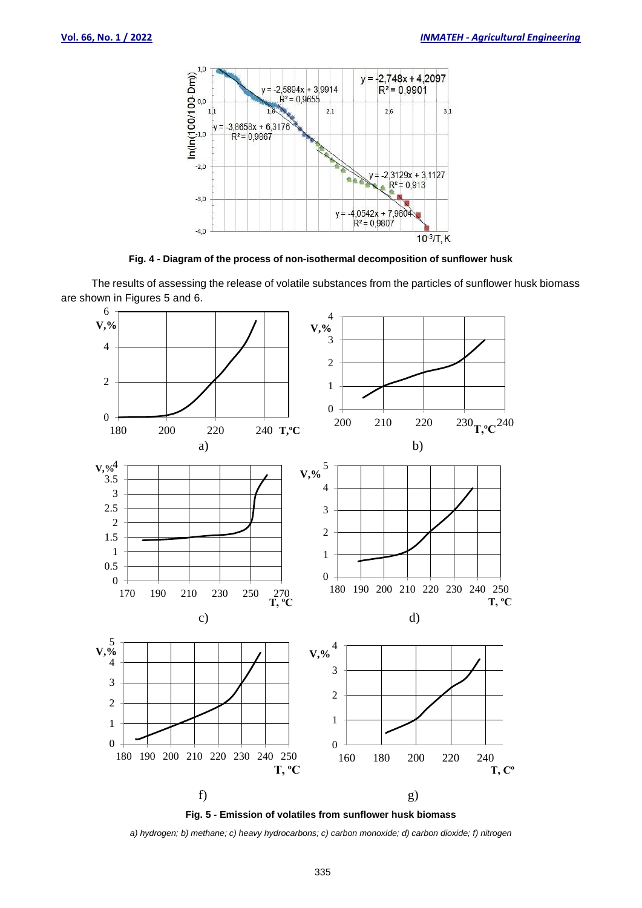**Fig. 4 - Diagram of the process of non-isothermal decomposition of sunflower husk**

The results of assessing the release of volatile substances from the particles of sunflower husk biomass are shown in Figures 5 and 6.

**Fig. 5 - Emission of volatiles from sunflower husk biomass**

*a) hydrogen; b) methane; c) heavy hydrocarbons; c) carbon monoxide; d) carbon dioxide; f) nitrogen*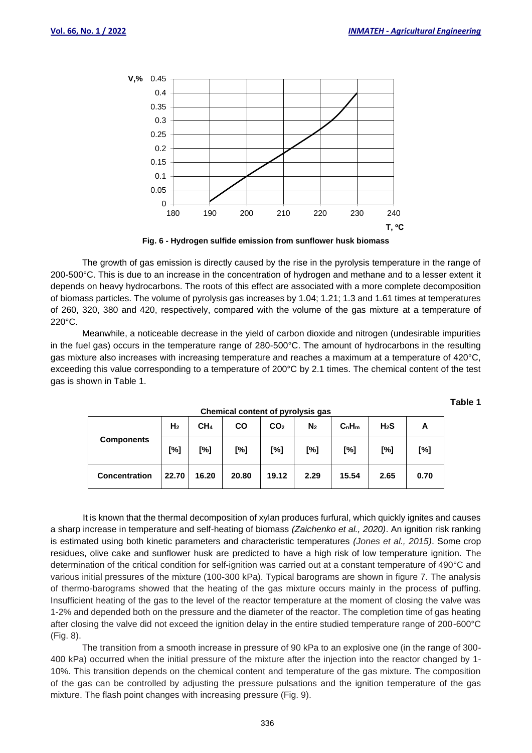Fig. 6 - Hydrogen sulfide emission from sunflower husk biomass

The growth of gas emission is directly caused by the rise in the pyrolysis temperature in the range of 200-500°C. This is due to an increase in the concentration of hydrogen and methane and to a lesser extent it depends on heavy hydrocarbons. The roots of this effect are associated with a more complete decomposition of biomass particles. The volume of pyrolysis gas increases by 1.04; 1.21; 1.3 and 1.61 times at temperatures of 260, 320, 380 and 420, respectively, compared with the volume of the gas mixture at a temperature of 220°C.

Meanwhile, a noticeable decrease in the yield of carbon dioxide and nitrogen (undesirable impurities in the fuel gas) occurs in the temperature range of 280-500°C. The amount of hydrocarbons in the resulting gas mixture also increases with increasing temperature and reaches a maximum at a temperature of 420°C, exceeding this value corresponding to a temperature of 200°C by 2.1 times. The chemical content of the test gas is shown in Table 1.

**Table 1**

**Chemical content of pyrolysis gas**

| **Components** | $H_2$ | $CH_4$ | CO | $CO_2$ | $N_2$ | $C_nH_m$ | $H_2S$ | A |
|---|---|---|---|---|---|---|---|---|
| | [%] | [%] | [%] | [%] | [%] | [%] | [%] | [%] |
| **Concentration** | 22.70 | 16.20 | 20.80 | 19.12 | 2.29 | 15.54 | 2.65 | 0.70 |

It is known that the thermal decomposition of xylan produces furfural, which quickly ignites and causes a sharp increase in temperature and self-heating of biomass *(Zaichenko et al., 2020)*. An ignition risk ranking is estimated using both kinetic parameters and characteristic temperatures *(Jones et al., 2015)*. Some crop residues, olive cake and sunflower husk are predicted to have a high risk of low temperature ignition. The determination of the critical condition for self-ignition was carried out at a constant temperature of 490°C and various initial pressures of the mixture (100-300 kPa). Typical barograms are shown in figure 7. The analysis of thermo-barograms showed that the heating of the gas mixture occurs mainly in the process of puffing. Insufficient heating of the gas to the level of the reactor temperature at the moment of closing the valve was 1-2% and depended both on the pressure and the diameter of the reactor. The completion time of gas heating after closing the valve did not exceed the ignition delay in the entire studied temperature range of 200-600°C (Fig. 8).

The transition from a smooth increase in pressure of 90 kPa to an explosive one (in the range of 300-400 kPa) occurred when the initial pressure of the mixture after the injection into the reactor changed by 1-10%. This transition depends on the chemical content and temperature of the gas mixture. The composition of the gas can be controlled by adjusting the pressure pulsations and the ignition temperature of the gas mixture. The flash point changes with increasing pressure (Fig. 9).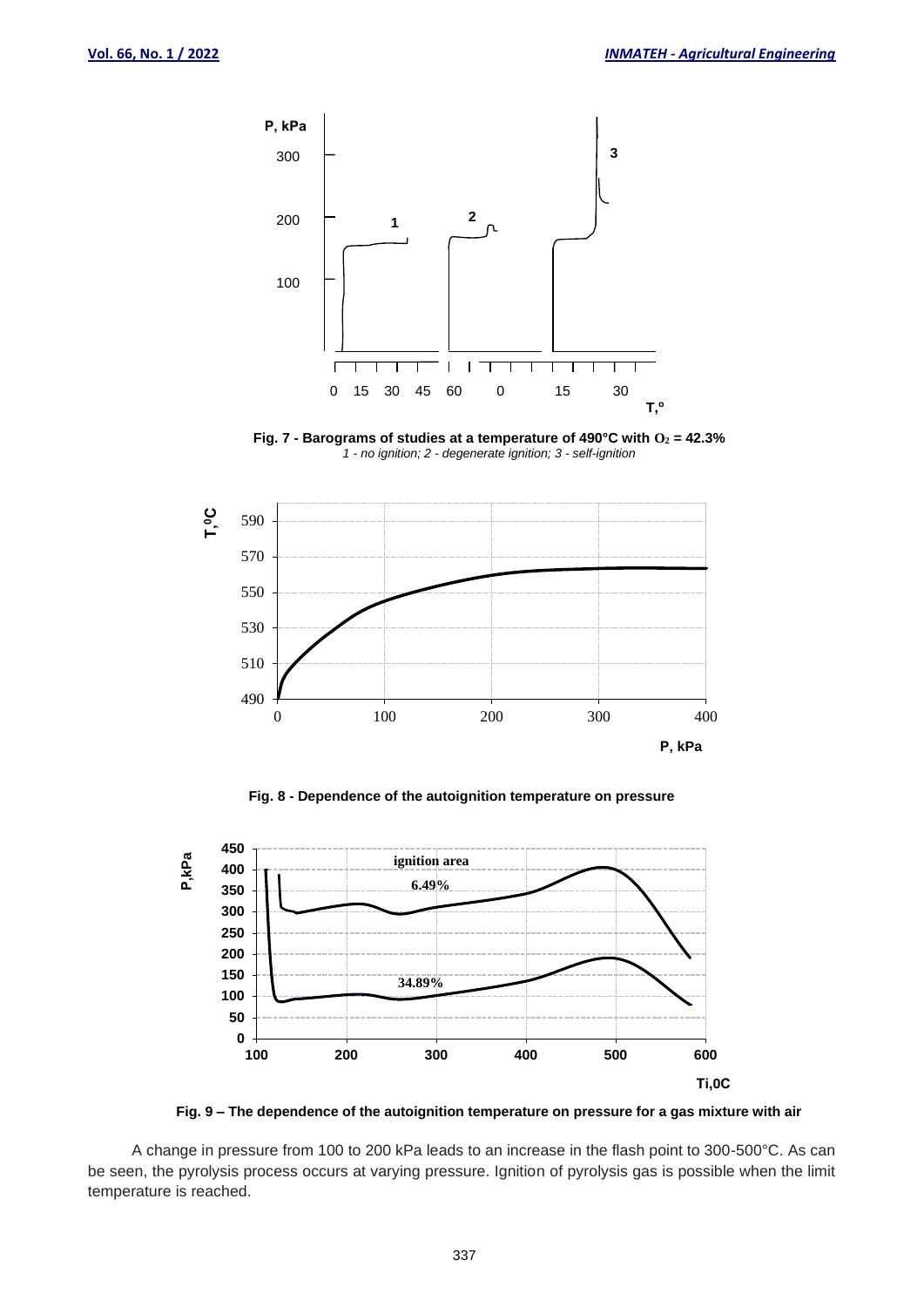**Fig. 7 - Barograms of studies at a temperature of 490°C with $O_2$ = 42.3%**
*1 - no ignition; 2 - degenerate ignition; 3 - self-ignition*

**Fig. 8 - Dependence of the autoignition temperature on pressure**

**Fig. 9 – The dependence of the autoignition temperature on pressure for a gas mixture with air**

A change in pressure from 100 to 200 kPa leads to an increase in the flash point to 300-500°C. As can be seen, the pyrolysis process occurs at varying pressure. Ignition of pyrolysis gas is possible when the limit temperature is reached.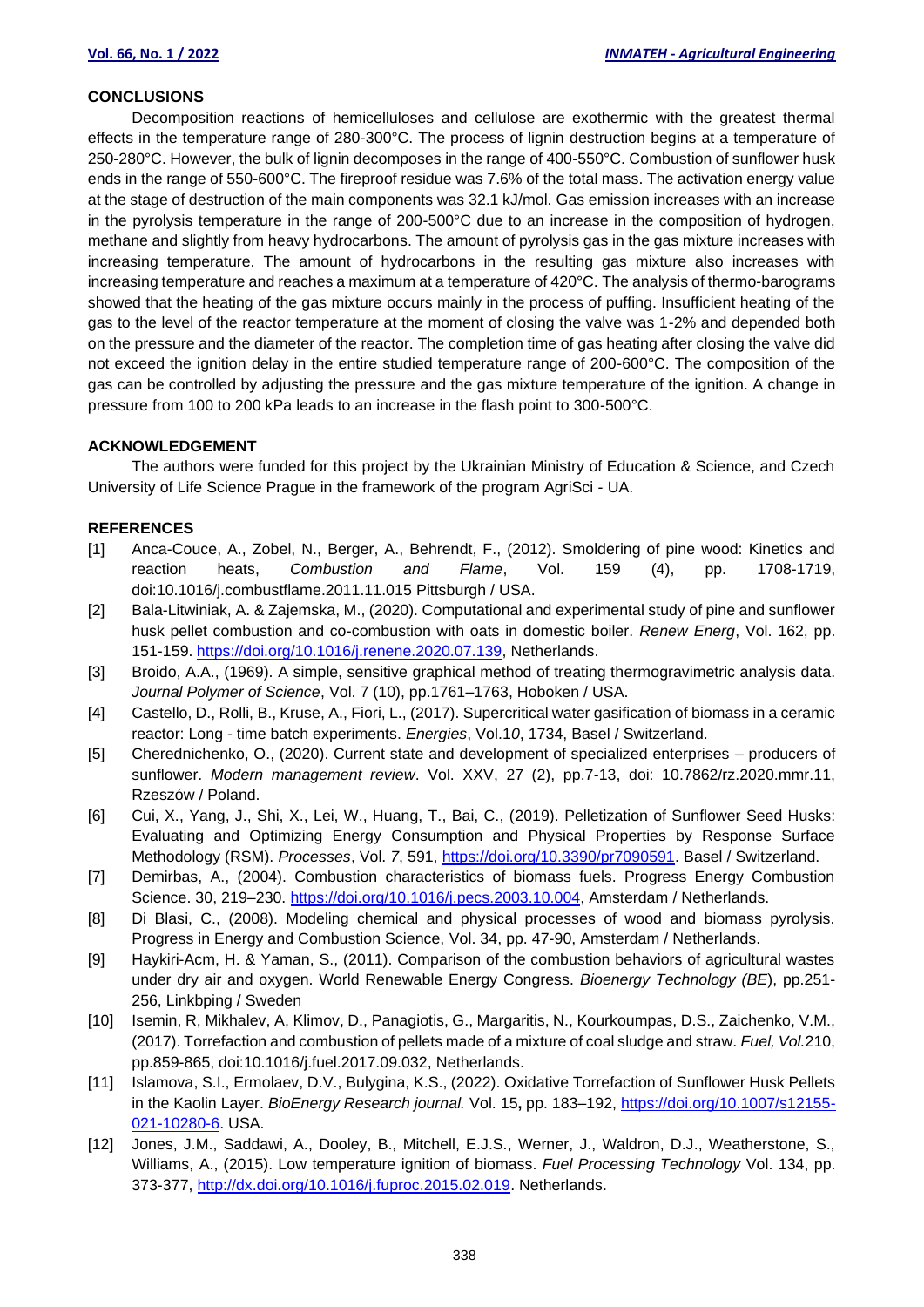## CONCLUSIONS

Decomposition reactions of hemicelluloses and cellulose are exothermic with the greatest thermal effects in the temperature range of 280-300°C. The process of lignin destruction begins at a temperature of 250-280°C. However, the bulk of lignin decomposes in the range of 400-550°C. Combustion of sunflower husk ends in the range of 550-600°C. The fireproof residue was 7.6% of the total mass. The activation energy value at the stage of destruction of the main components was 32.1 kJ/mol. Gas emission increases with an increase in the pyrolysis temperature in the range of 200-500°C due to an increase in the composition of hydrogen, methane and slightly from heavy hydrocarbons. The amount of pyrolysis gas in the gas mixture increases with increasing temperature. The amount of hydrocarbons in the resulting gas mixture also increases with increasing temperature and reaches a maximum at a temperature of 420°C. The analysis of thermo-barograms showed that the heating of the gas mixture occurs mainly in the process of puffing. Insufficient heating of the gas to the level of the reactor temperature at the moment of closing the valve was 1-2% and depended both on the pressure and the diameter of the reactor. The completion time of gas heating after closing the valve did not exceed the ignition delay in the entire studied temperature range of 200-600°C. The composition of the gas can be controlled by adjusting the pressure and the gas mixture temperature of the ignition. A change in pressure from 100 to 200 kPa leads to an increase in the flash point to 300-500°C.

## ACKNOWLEDGEMENT

The authors were funded for this project by the Ukrainian Ministry of Education & Science, and Czech University of Life Science Prague in the framework of the program AgriSci - UA.

## REFERENCES

[1] Anca-Couce, A., Zobel, N., Berger, A., Behrendt, F., (2012). Smoldering of pine wood: Kinetics and reaction heats, *Combustion and Flame*, Vol. 159 (4), pp. 1708-1719, doi:10.1016/j.combustflame.2011.11.015 Pittsburgh / USA.

[2] Bala-Litwiniak, A. & Zajemska, M., (2020). Computational and experimental study of pine and sunflower husk pellet combustion and co-combustion with oats in domestic boiler. *Renew Energ*, Vol. 162, pp. 151-159. https://doi.org/10.1016/j.renene.2020.07.139, Netherlands.

[3] Broido, A.A., (1969). A simple, sensitive graphical method of treating thermogravimetric analysis data. *Journal Polymer of Science*, Vol. 7 (10), pp.1761–1763, Hoboken / USA.

[4] Castello, D., Rolli, B., Kruse, A., Fiori, L., (2017). Supercritical water gasification of biomass in a ceramic reactor: Long - time batch experiments. *Energies*, Vol.1*0*, 1734, Basel / Switzerland.

[5] Cherednichenko, O., (2020). Current state and development of specialized enterprises – producers of sunflower. *Modern management review*. Vol. XXV, 27 (2), pp.7-13, doi: 10.7862/rz.2020.mmr.11, Rzeszów / Poland.

[6] Cui, X., Yang, J., Shi, X., Lei, W., Huang, T., Bai, C., (2019). Pelletization of Sunflower Seed Husks: Evaluating and Optimizing Energy Consumption and Physical Properties by Response Surface Methodology (RSM). *Processes*, Vol. *7*, 591, https://doi.org/10.3390/pr7090591. Basel / Switzerland.

[7] Demirbas, A., (2004). Combustion characteristics of biomass fuels. Progress Energy Combustion Science. 30, 219–230. https://doi.org/10.1016/j.pecs.2003.10.004, Amsterdam / Netherlands.

[8] Di Blasi, C., (2008). Modeling chemical and physical processes of wood and biomass pyrolysis. Progress in Energy and Combustion Science, Vol. 34, pp. 47-90, Amsterdam / Netherlands.

[9] Haykiri-Acm, H. & Yaman, S., (2011). Comparison of the combustion behaviors of agricultural wastes under dry air and oxygen. World Renewable Energy Congress. *Bioenergy Technology (BE*), pp.251-256, Linkbping / Sweden

[10] Isemin, R, Mikhalev, A, Klimov, D., Panagiotis, G., Margaritis, N., Kourkoumpas, D.S., Zaichenko, V.M., (2017). Torrefaction and combustion of pellets made of a mixture of coal sludge and straw. *Fuel, Vol.*210, pp.859-865, doi:10.1016/j.fuel.2017.09.032, Netherlands.

[11] Islamova, S.I., Ermolaev, D.V., Bulygina, K.S., (2022). Oxidative Torrefaction of Sunflower Husk Pellets in the Kaolin Layer. *BioEnergy Research journal.* Vol. 15**,** pp. 183–192, https://doi.org/10.1007/s12155-021-10280-6. USA.

[12] Jones, J.M., Saddawi, A., Dooley, B., Mitchell, E.J.S., Werner, J., Waldron, D.J., Weatherstone, S., Williams, A., (2015). Low temperature ignition of biomass. *Fuel Processing Technology* Vol. 134, pp. 373-377, http://dx.doi.org/10.1016/j.fuproc.2015.02.019. Netherlands.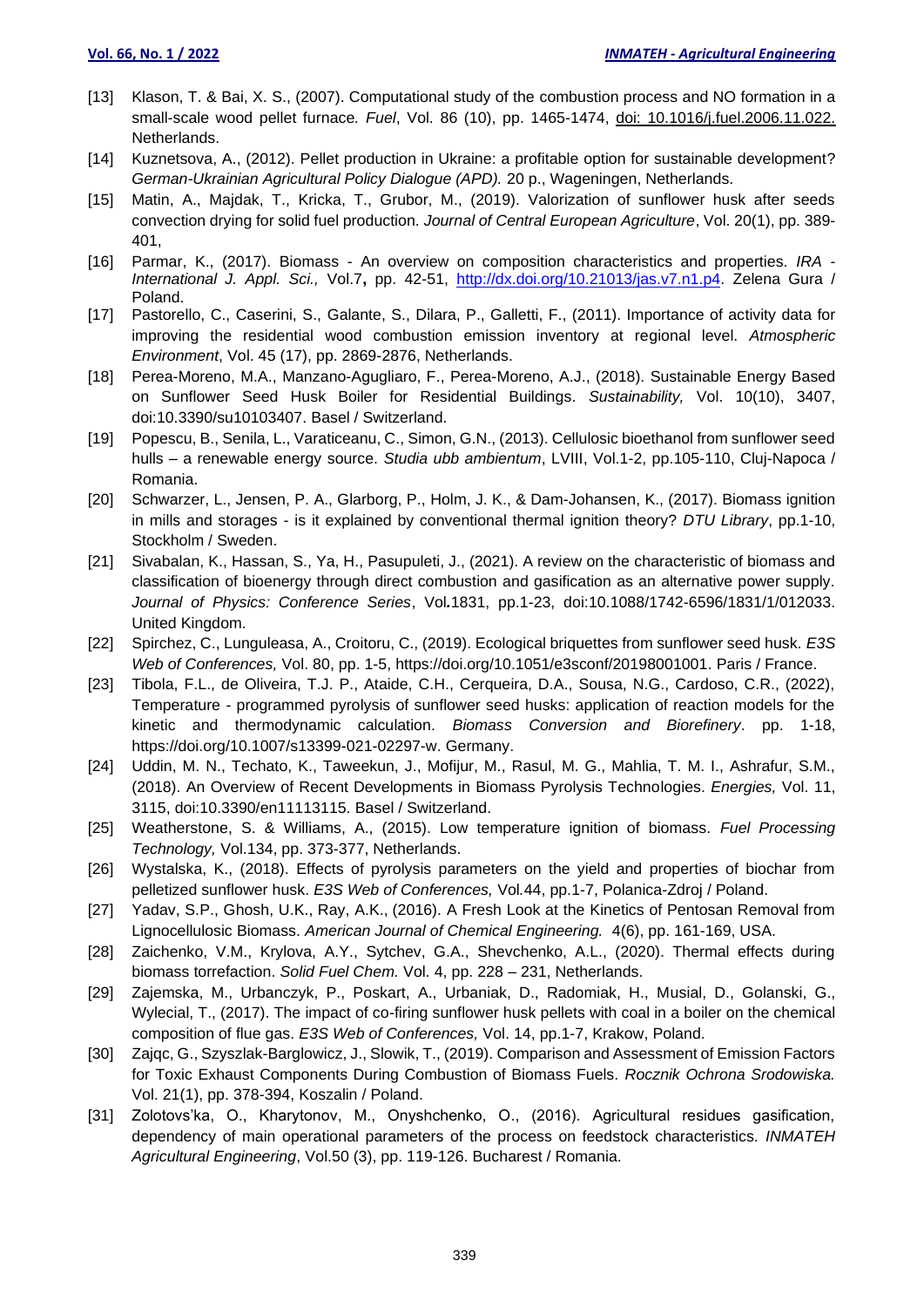[13] Klason, T. & Bai, X. S., (2007). Computational study of the combustion process and NO formation in a small-scale wood pellet furnace. *Fuel*, Vol. 86 (10), pp. 1465-1474, doi: 10.1016/j.fuel.2006.11.022. Netherlands.

[14] Kuznetsova, A., (2012). Pellet production in Ukraine: a profitable option for sustainable development? *German-Ukrainian Agricultural Policy Dialogue (APD).* 20 p., Wageningen, Netherlands.

[15] Matin, A., Majdak, T., Kricka, T., Grubor, M., (2019). Valorization of sunflower husk after seeds convection drying for solid fuel production. *Journal of Central European Agriculture*, Vol. 20(1), pp. 389-401,

[16] Parmar, K., (2017). Biomass - An overview on composition characteristics and properties. *IRA - International J. Appl. Sci.,* Vol.7, pp. 42-51, http://dx.doi.org/10.21013/jas.v7.n1.p4. Zelena Gura / Poland.

[17] Pastorello, C., Caserini, S., Galante, S., Dilara, P., Galletti, F., (2011). Importance of activity data for improving the residential wood combustion emission inventory at regional level. *Atmospheric Environment*, Vol. 45 (17), pp. 2869-2876, Netherlands.

[18] Perea-Moreno, M.A., Manzano-Agugliaro, F., Perea-Moreno, A.J., (2018). Sustainable Energy Based on Sunflower Seed Husk Boiler for Residential Buildings. *Sustainability,* Vol. 10(10), 3407, doi:10.3390/su10103407. Basel / Switzerland.

[19] Popescu, B., Senila, L., Varaticeanu, C., Simon, G.N., (2013). Cellulosic bioethanol from sunflower seed hulls – a renewable energy source. *Studia ubb ambientum*, LVIII, Vol.1-2, pp.105-110, Cluj-Napoca / Romania.

[20] Schwarzer, L., Jensen, P. A., Glarborg, P., Holm, J. K., & Dam-Johansen, K., (2017). Biomass ignition in mills and storages - is it explained by conventional thermal ignition theory? *DTU Library*, pp.1-10, Stockholm / Sweden.

[21] Sivabalan, K., Hassan, S., Ya, H., Pasupuleti, J., (2021). A review on the characteristic of biomass and classification of bioenergy through direct combustion and gasification as an alternative power supply. *Journal of Physics: Conference Series*, Vol.1831, pp.1-23, doi:10.1088/1742-6596/1831/1/012033. United Kingdom.

[22] Spirchez, C., Lunguleasa, A., Croitoru, C., (2019). Ecological briquettes from sunflower seed husk. *E3S Web of Conferences,* Vol. 80, pp. 1-5, https://doi.org/10.1051/e3sconf/20198001001. Paris / France.

[23] Tibola, F.L., de Oliveira, T.J. P., Ataide, C.H., Cerqueira, D.A., Sousa, N.G., Cardoso, C.R., (2022), Temperature - programmed pyrolysis of sunflower seed husks: application of reaction models for the kinetic and thermodynamic calculation. *Biomass Conversion and Biorefinery*. pp. 1-18, https://doi.org/10.1007/s13399-021-02297-w. Germany.

[24] Uddin, M. N., Techato, K., Taweekun, J., Mofijur, M., Rasul, M. G., Mahlia, T. M. I., Ashrafur, S.M., (2018). An Overview of Recent Developments in Biomass Pyrolysis Technologies. *Energies,* Vol. 11, 3115, doi:10.3390/en11113115. Basel / Switzerland.

[25] Weatherstone, S. & Williams, A., (2015). Low temperature ignition of biomass. *Fuel Processing Technology,* Vol.134, pp. 373-377, Netherlands.

[26] Wystalska, K., (2018). Effects of pyrolysis parameters on the yield and properties of biochar from pelletized sunflower husk. *E3S Web of Conferences,* Vol.44, pp.1-7, Polanica-Zdroj / Poland.

[27] Yadav, S.P., Ghosh, U.K., Ray, A.K., (2016). A Fresh Look at the Kinetics of Pentosan Removal from Lignocellulosic Biomass. *American Journal of Chemical Engineering.* 4(6), pp. 161-169, USA.

[28] Zaichenko, V.M., Krylova, A.Y., Sytchev, G.A., Shevchenko, A.L., (2020). Thermal effects during biomass torrefaction. *Solid Fuel Chem.* Vol. 4, pp. 228 – 231, Netherlands.

[29] Zajemska, M., Urbanczyk, P., Poskart, A., Urbaniak, D., Radomiak, H., Musial, D., Golanski, G., Wylecial, T., (2017). The impact of co-firing sunflower husk pellets with coal in a boiler on the chemical composition of flue gas. *E3S Web of Conferences,* Vol. 14, pp.1-7, Krakow, Poland.

[30] Zajqc, G., Szyszlak-Barglowicz, J., Slowik, T., (2019). Comparison and Assessment of Emission Factors for Toxic Exhaust Components During Combustion of Biomass Fuels. *Rocznik Ochrona Srodowiska.* Vol. 21(1), pp. 378-394, Koszalin / Poland.

[31] Zolotovs'ka, O., Kharytonov, M., Onyshchenko, O., (2016). Agricultural residues gasification, dependency of main operational parameters of the process on feedstock characteristics. *INMATEH Agricultural Engineering*, Vol.50 (3), pp. 119-126. Bucharest / Romania.